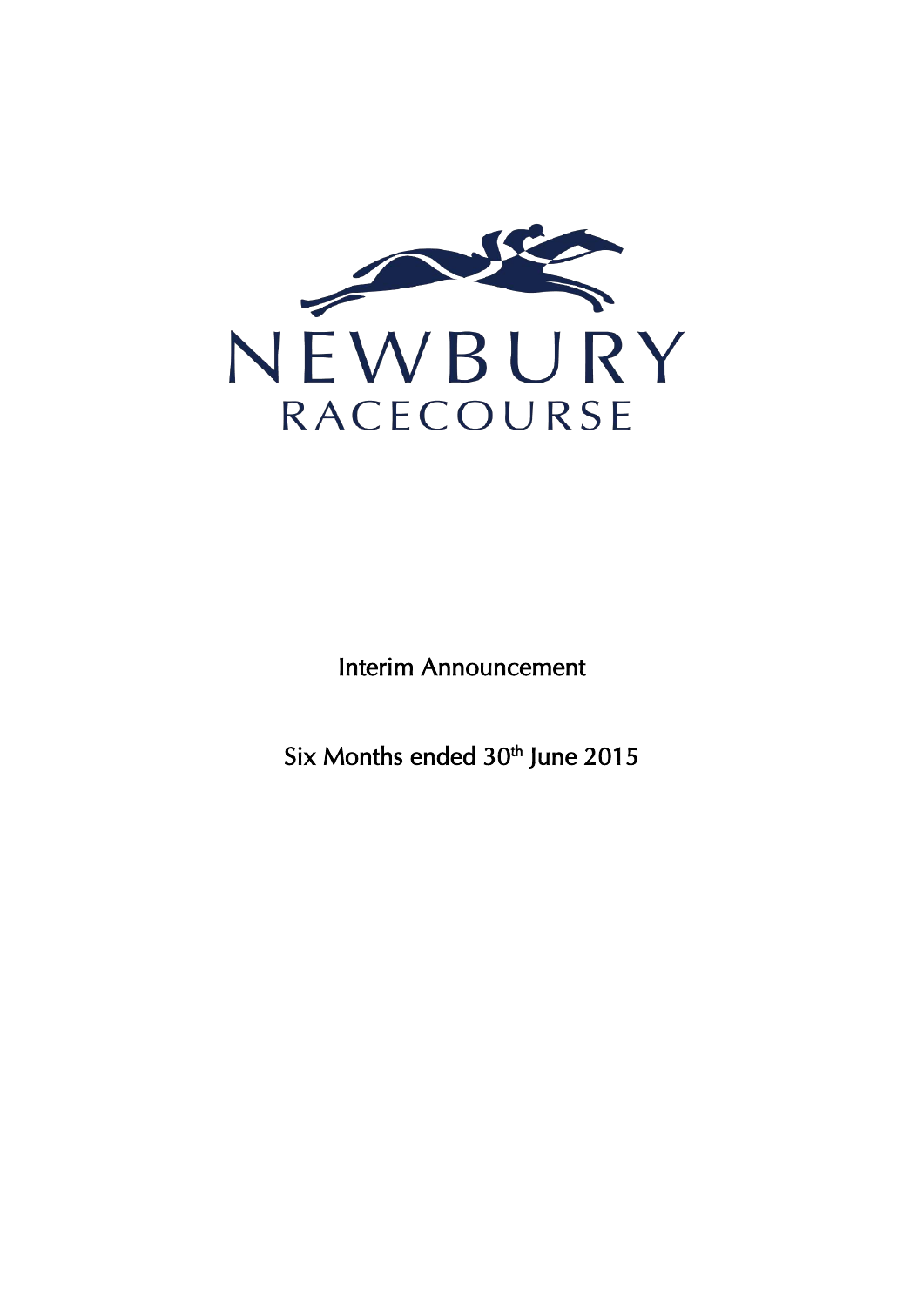NEWBURY
RACECOURSE

Interim Announcement

Six Months ended 30th June 2015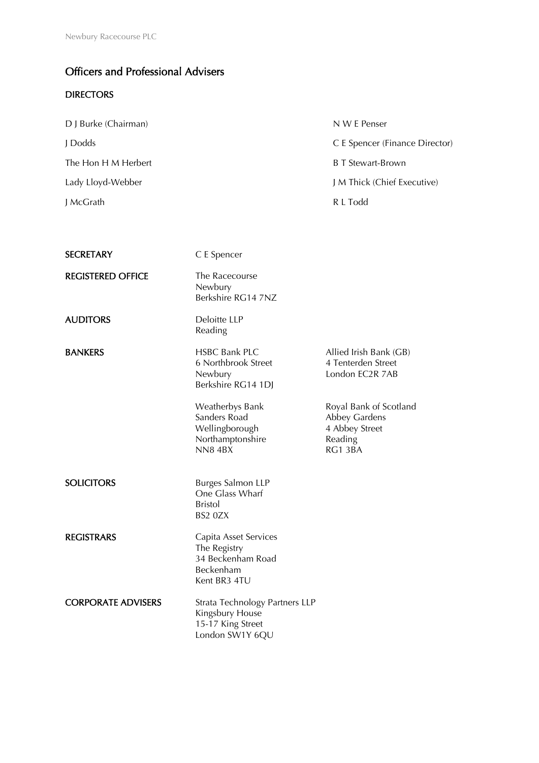## Officers and Professional Advisers

### DIRECTORS

D J Burke (Chairman)

J Dodds

The Hon H M Herbert

Lady Lloyd-Webber

J McGrath

N W E Penser

C E Spencer (Finance Director)

B T Stewart-Brown

J M Thick (Chief Executive)

R L Todd

**SECRETARY**

C E Spencer

**REGISTERED OFFICE**

The Racecourse
Newbury
Berkshire RG14 7NZ

**AUDITORS**

Deloitte LLP
Reading

**BANKERS**

HSBC Bank PLC
6 Northbrook Street
Newbury
Berkshire RG14 1DJ

Allied Irish Bank (GB)
4 Tenterden Street
London EC2R 7AB

Weatherbys Bank
Sanders Road
Wellingborough
Northamptonshire
NN8 4BX

Royal Bank of Scotland
Abbey Gardens
4 Abbey Street
Reading
RG1 3BA

**SOLICITORS**

Burges Salmon LLP
One Glass Wharf
Bristol
BS2 0ZX

**REGISTRARS**

Capita Asset Services
The Registry
34 Beckenham Road
Beckenham
Kent BR3 4TU

**CORPORATE ADVISERS**

Strata Technology Partners LLP
Kingsbury House
15-17 King Street
London SW1Y 6QU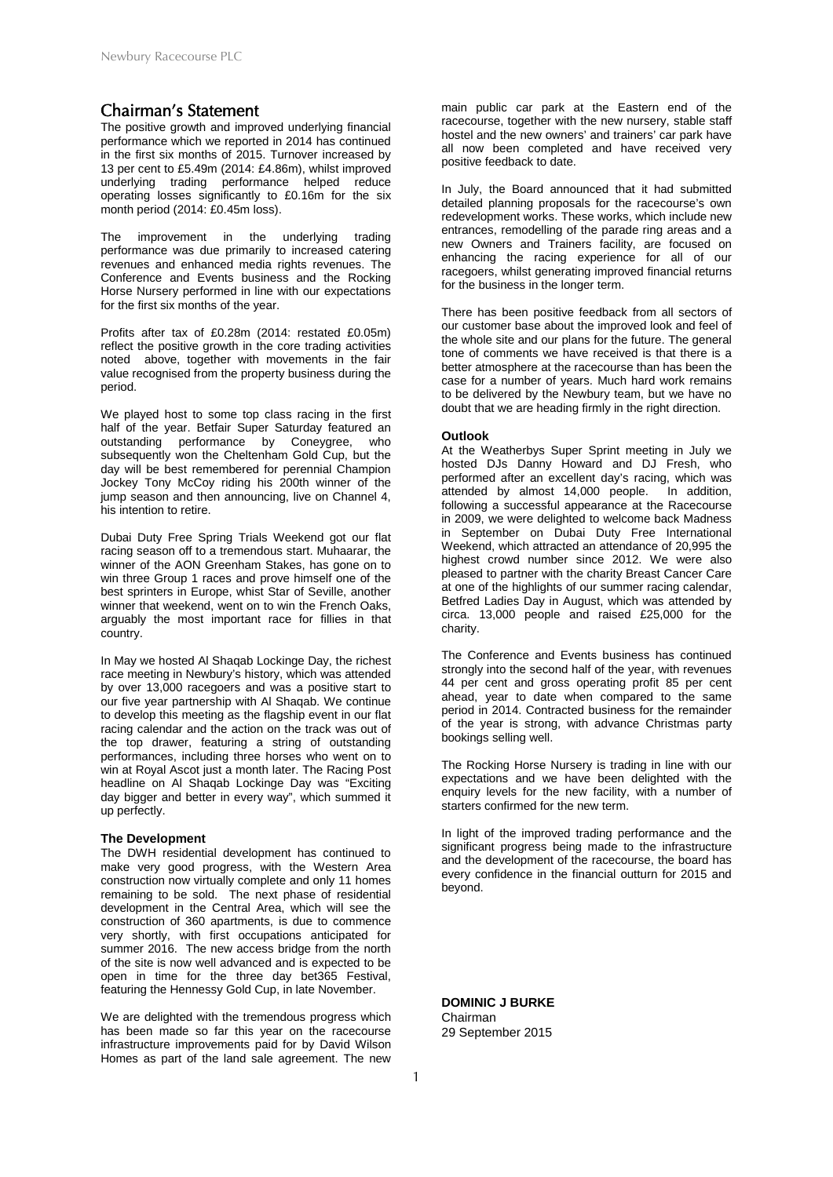## Chairman's Statement

The positive growth and improved underlying financial performance which we reported in 2014 has continued in the first six months of 2015. Turnover increased by 13 per cent to £5.49m (2014: £4.86m), whilst improved underlying trading performance helped reduce operating losses significantly to £0.16m for the six month period (2014: £0.45m loss).

The improvement in the underlying trading performance was due primarily to increased catering revenues and enhanced media rights revenues. The Conference and Events business and the Rocking Horse Nursery performed in line with our expectations for the first six months of the year.

Profits after tax of £0.28m (2014: restated £0.05m) reflect the positive growth in the core trading activities noted above, together with movements in the fair value recognised from the property business during the period.

We played host to some top class racing in the first half of the year. Betfair Super Saturday featured an outstanding performance by Coneygree, who subsequently won the Cheltenham Gold Cup, but the day will be best remembered for perennial Champion Jockey Tony McCoy riding his 200th winner of the jump season and then announcing, live on Channel 4, his intention to retire.

Dubai Duty Free Spring Trials Weekend got our flat racing season off to a tremendous start. Muhaarar, the winner of the AON Greenham Stakes, has gone on to win three Group 1 races and prove himself one of the best sprinters in Europe, whist Star of Seville, another winner that weekend, went on to win the French Oaks, arguably the most important race for fillies in that country.

In May we hosted Al Shaqab Lockinge Day, the richest race meeting in Newbury's history, which was attended by over 13,000 racegoers and was a positive start to our five year partnership with Al Shaqab. We continue to develop this meeting as the flagship event in our flat racing calendar and the action on the track was out of the top drawer, featuring a string of outstanding performances, including three horses who went on to win at Royal Ascot just a month later. The Racing Post headline on Al Shaqab Lockinge Day was "Exciting day bigger and better in every way", which summed it up perfectly.

### The Development

The DWH residential development has continued to make very good progress, with the Western Area construction now virtually complete and only 11 homes remaining to be sold. The next phase of residential development in the Central Area, which will see the construction of 360 apartments, is due to commence very shortly, with first occupations anticipated for summer 2016. The new access bridge from the north of the site is now well advanced and is expected to be open in time for the three day bet365 Festival, featuring the Hennessy Gold Cup, in late November.

We are delighted with the tremendous progress which has been made so far this year on the racecourse infrastructure improvements paid for by David Wilson Homes as part of the land sale agreement. The new main public car park at the Eastern end of the racecourse, together with the new nursery, stable staff hostel and the new owners' and trainers' car park have all now been completed and have received very positive feedback to date.

In July, the Board announced that it had submitted detailed planning proposals for the racecourse's own redevelopment works. These works, which include new entrances, remodelling of the parade ring areas and a new Owners and Trainers facility, are focused on enhancing the racing experience for all of our racegoers, whilst generating improved financial returns for the business in the longer term.

There has been positive feedback from all sectors of our customer base about the improved look and feel of the whole site and our plans for the future. The general tone of comments we have received is that there is a better atmosphere at the racecourse than has been the case for a number of years. Much hard work remains to be delivered by the Newbury team, but we have no doubt that we are heading firmly in the right direction.

### Outlook

At the Weatherbys Super Sprint meeting in July we hosted DJs Danny Howard and DJ Fresh, who performed after an excellent day's racing, which was attended by almost 14,000 people. In addition, following a successful appearance at the Racecourse in 2009, we were delighted to welcome back Madness in September on Dubai Duty Free International Weekend, which attracted an attendance of 20,995 the highest crowd number since 2012. We were also pleased to partner with the charity Breast Cancer Care at one of the highlights of our summer racing calendar, Betfred Ladies Day in August, which was attended by circa. 13,000 people and raised £25,000 for the charity.

The Conference and Events business has continued strongly into the second half of the year, with revenues 44 per cent and gross operating profit 85 per cent ahead, year to date when compared to the same period in 2014. Contracted business for the remainder of the year is strong, with advance Christmas party bookings selling well.

The Rocking Horse Nursery is trading in line with our expectations and we have been delighted with the enquiry levels for the new facility, with a number of starters confirmed for the new term.

In light of the improved trading performance and the significant progress being made to the infrastructure and the development of the racecourse, the board has every confidence in the financial outturn for 2015 and beyond.

**DOMINIC J BURKE**
Chairman
29 September 2015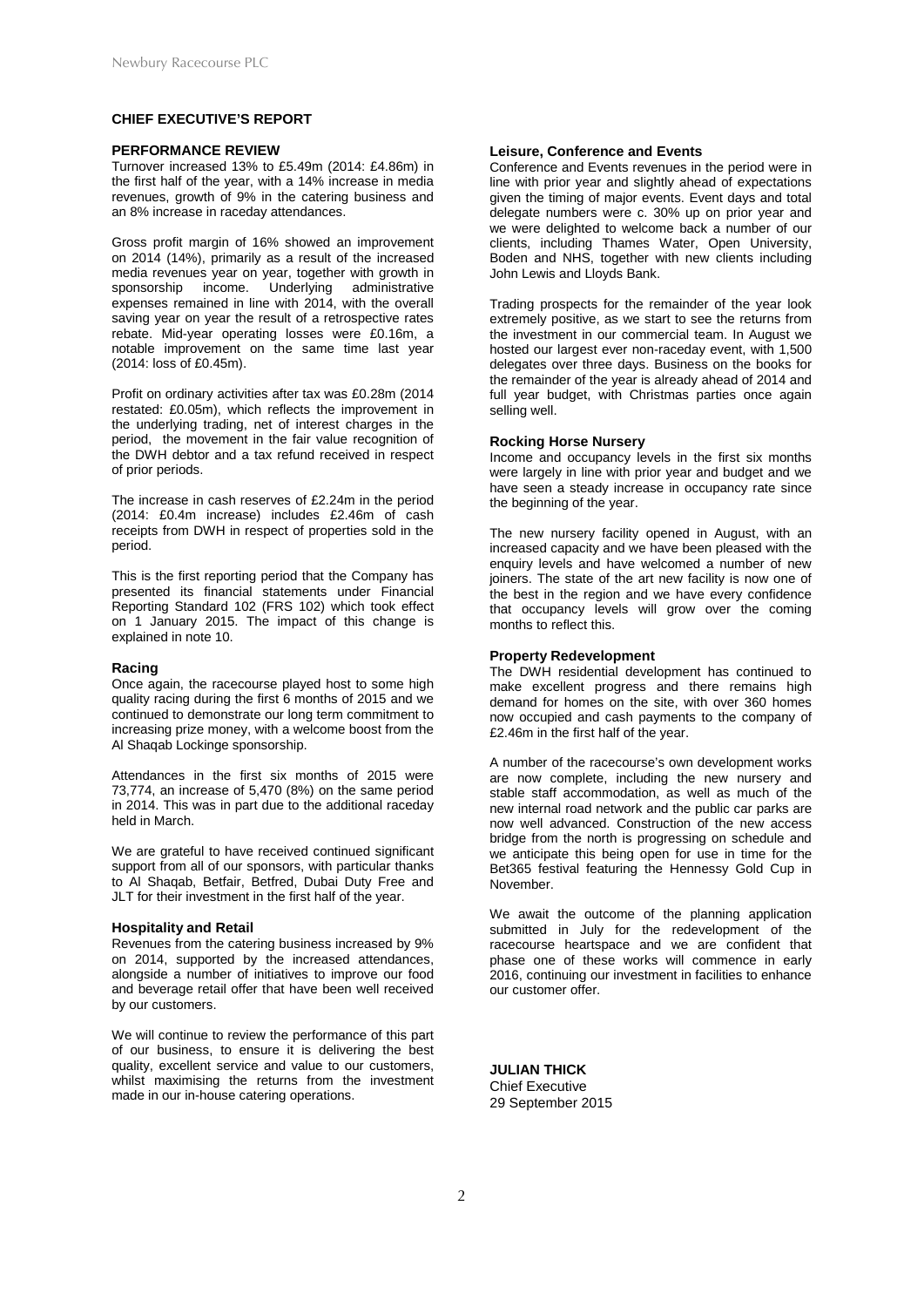## CHIEF EXECUTIVE'S REPORT

### PERFORMANCE REVIEW

Turnover increased 13% to £5.49m (2014: £4.86m) in the first half of the year, with a 14% increase in media revenues, growth of 9% in the catering business and an 8% increase in raceday attendances.

Gross profit margin of 16% showed an improvement on 2014 (14%), primarily as a result of the increased media revenues year on year, together with growth in sponsorship income. Underlying administrative expenses remained in line with 2014, with the overall saving year on year the result of a retrospective rates rebate. Mid-year operating losses were £0.16m, a notable improvement on the same time last year (2014: loss of £0.45m).

Profit on ordinary activities after tax was £0.28m (2014 restated: £0.05m), which reflects the improvement in the underlying trading, net of interest charges in the period, the movement in the fair value recognition of the DWH debtor and a tax refund received in respect of prior periods.

The increase in cash reserves of £2.24m in the period (2014: £0.4m increase) includes £2.46m of cash receipts from DWH in respect of properties sold in the period.

This is the first reporting period that the Company has presented its financial statements under Financial Reporting Standard 102 (FRS 102) which took effect on 1 January 2015. The impact of this change is explained in note 10.

### Racing

Once again, the racecourse played host to some high quality racing during the first 6 months of 2015 and we continued to demonstrate our long term commitment to increasing prize money, with a welcome boost from the Al Shaqab Lockinge sponsorship.

Attendances in the first six months of 2015 were 73,774, an increase of 5,470 (8%) on the same period in 2014. This was in part due to the additional raceday held in March.

We are grateful to have received continued significant support from all of our sponsors, with particular thanks to Al Shaqab, Betfair, Betfred, Dubai Duty Free and JLT for their investment in the first half of the year.

### Hospitality and Retail

Revenues from the catering business increased by 9% on 2014, supported by the increased attendances, alongside a number of initiatives to improve our food and beverage retail offer that have been well received by our customers.

We will continue to review the performance of this part of our business, to ensure it is delivering the best quality, excellent service and value to our customers, whilst maximising the returns from the investment made in our in-house catering operations.

### Leisure, Conference and Events

Conference and Events revenues in the period were in line with prior year and slightly ahead of expectations given the timing of major events. Event days and total delegate numbers were c. 30% up on prior year and we were delighted to welcome back a number of our clients, including Thames Water, Open University, Boden and NHS, together with new clients including John Lewis and Lloyds Bank.

Trading prospects for the remainder of the year look extremely positive, as we start to see the returns from the investment in our commercial team. In August we hosted our largest ever non-raceday event, with 1,500 delegates over three days. Business on the books for the remainder of the year is already ahead of 2014 and full year budget, with Christmas parties once again selling well.

### Rocking Horse Nursery

Income and occupancy levels in the first six months were largely in line with prior year and budget and we have seen a steady increase in occupancy rate since the beginning of the year.

The new nursery facility opened in August, with an increased capacity and we have been pleased with the enquiry levels and have welcomed a number of new joiners. The state of the art new facility is now one of the best in the region and we have every confidence that occupancy levels will grow over the coming months to reflect this.

### Property Redevelopment

The DWH residential development has continued to make excellent progress and there remains high demand for homes on the site, with over 360 homes now occupied and cash payments to the company of £2.46m in the first half of the year.

A number of the racecourse's own development works are now complete, including the new nursery and stable staff accommodation, as well as much of the new internal road network and the public car parks are now well advanced. Construction of the new access bridge from the north is progressing on schedule and we anticipate this being open for use in time for the Bet365 festival featuring the Hennessy Gold Cup in November.

We await the outcome of the planning application submitted in July for the redevelopment of the racecourse heartspace and we are confident that phase one of these works will commence in early 2016, continuing our investment in facilities to enhance our customer offer.

**JULIAN THICK**
Chief Executive
29 September 2015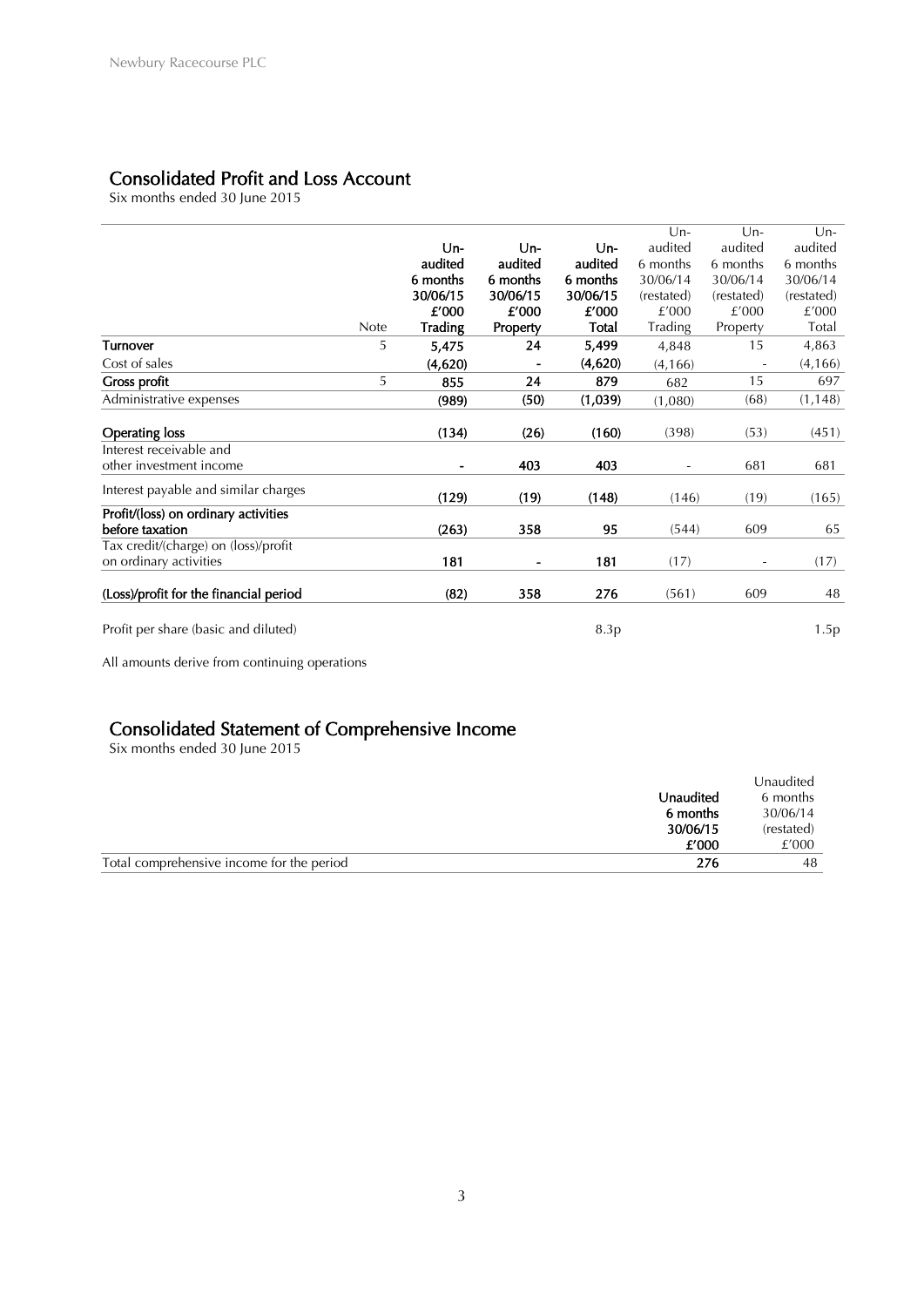## Consolidated Profit and Loss Account

Six months ended 30 June 2015

| | Note | Un-audited 6 months 30/06/15 £'000 Trading | Un-audited 6 months 30/06/15 £'000 Property | Un-audited 6 months 30/06/15 £'000 Total | Un-audited 6 months 30/06/14 (restated) £'000 Trading | Un-audited 6 months 30/06/14 (restated) £'000 Property | Un-audited 6 months 30/06/14 (restated) £'000 Total |
|---|---|---|---|---|---|---|---|
| **Turnover** | 5 | **5,475** | **24** | **5,499** | 4,848 | 15 | 4,863 |
| Cost of sales | | **(4,620)** | **-** | **(4,620)** | (4,166) | - | (4,166) |
| **Gross profit** | 5 | **855** | **24** | **879** | 682 | 15 | 697 |
| Administrative expenses | | **(989)** | **(50)** | **(1,039)** | (1,080) | (68) | (1,148) |
| **Operating loss** | | **(134)** | **(26)** | **(160)** | (398) | (53) | (451) |
| Interest receivable and other investment income | | **-** | **403** | **403** | - | 681 | 681 |
| Interest payable and similar charges | | **(129)** | **(19)** | **(148)** | (146) | (19) | (165) |
| **Profit/(loss) on ordinary activities before taxation** | | **(263)** | **358** | **95** | (544) | 609 | 65 |
| Tax credit/(charge) on (loss)/profit on ordinary activities | | **181** | **-** | **181** | (17) | - | (17) |
| **(Loss)/profit for the financial period** | | **(82)** | **358** | **276** | (561) | 609 | 48 |
| Profit per share (basic and diluted) | | | | 8.3p | | | 1.5p |

All amounts derive from continuing operations

## Consolidated Statement of Comprehensive Income

Six months ended 30 June 2015

| | Unaudited 6 months 30/06/15 £'000 | Unaudited 6 months 30/06/14 (restated) £'000 |
|---|---|---|
| Total comprehensive income for the period | **276** | 48 |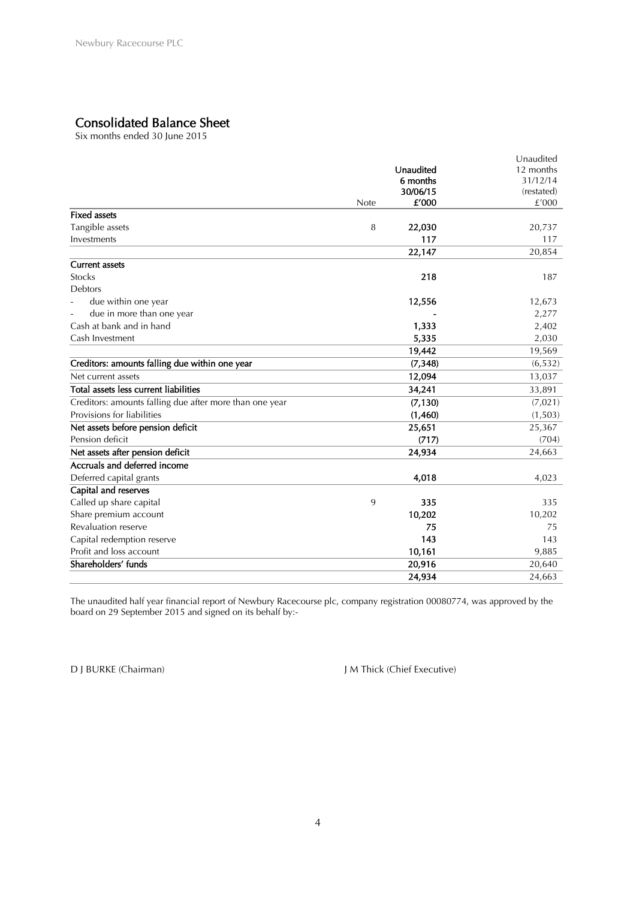## Consolidated Balance Sheet

Six months ended 30 June 2015

| | Note | **Unaudited 6 months 30/06/15 £'000** | Unaudited 12 months 31/12/14 (restated) £'000 |
|---|---|---|---|
| **Fixed assets** | | | |
| Tangible assets | 8 | **22,030** | 20,737 |
| Investments | | **117** | 117 |
| | | **22,147** | 20,854 |
| **Current assets** | | | |
| Stocks | | **218** | 187 |
| Debtors | | | |
| - due within one year | | **12,556** | 12,673 |
| - due in more than one year | | **-** | 2,277 |
| Cash at bank and in hand | | **1,333** | 2,402 |
| Cash Investment | | **5,335** | 2,030 |
| | | **19,442** | 19,569 |
| **Creditors: amounts falling due within one year** | | **(7,348)** | (6,532) |
| Net current assets | | **12,094** | 13,037 |
| **Total assets less current liabilities** | | **34,241** | 33,891 |
| Creditors: amounts falling due after more than one year | | **(7,130)** | (7,021) |
| Provisions for liabilities | | **(1,460)** | (1,503) |
| **Net assets before pension deficit** | | **25,651** | 25,367 |
| Pension deficit | | **(717)** | (704) |
| **Net assets after pension deficit** | | **24,934** | 24,663 |
| **Accruals and deferred income** | | | |
| Deferred capital grants | | **4,018** | 4,023 |
| **Capital and reserves** | | | |
| Called up share capital | 9 | **335** | 335 |
| Share premium account | | **10,202** | 10,202 |
| Revaluation reserve | | **75** | 75 |
| Capital redemption reserve | | **143** | 143 |
| Profit and loss account | | **10,161** | 9,885 |
| **Shareholders' funds** | | **20,916** | 20,640 |
| | | **24,934** | 24,663 |

The unaudited half year financial report of Newbury Racecourse plc, company registration 00080774, was approved by the board on 29 September 2015 and signed on its behalf by:-

D J BURKE (Chairman)

J M Thick (Chief Executive)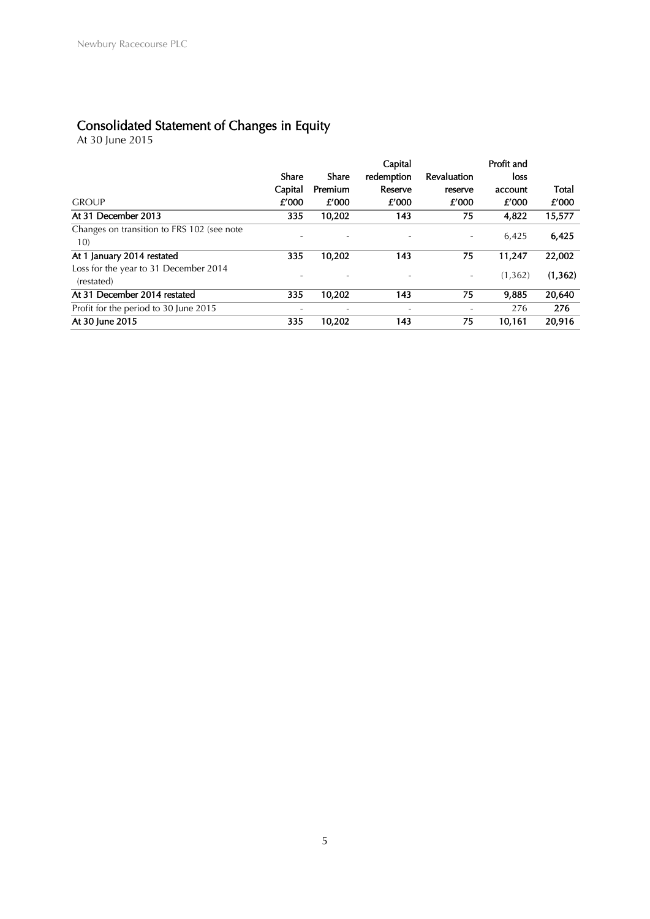## Consolidated Statement of Changes in Equity

At 30 June 2015

| GROUP | Share Capital £'000 | Share Premium £'000 | Capital redemption Reserve £'000 | Revaluation reserve £'000 | Profit and loss account £'000 | Total £'000 |
|---|---|---|---|---|---|---|
| **At 31 December 2013** | **335** | **10,202** | **143** | **75** | **4,822** | **15,577** |
| Changes on transition to FRS 102 (see note 10) | - | - | - | - | 6,425 | **6,425** |
| **At 1 January 2014 restated** | **335** | **10,202** | **143** | **75** | **11,247** | **22,002** |
| Loss for the year to 31 December 2014 (restated) | - | - | - | - | (1,362) | **(1,362)** |
| **At 31 December 2014 restated** | **335** | **10,202** | **143** | **75** | **9,885** | **20,640** |
| Profit for the period to 30 June 2015 | - | - | - | - | 276 | **276** |
| **At 30 June 2015** | **335** | **10,202** | **143** | **75** | **10,161** | **20,916** |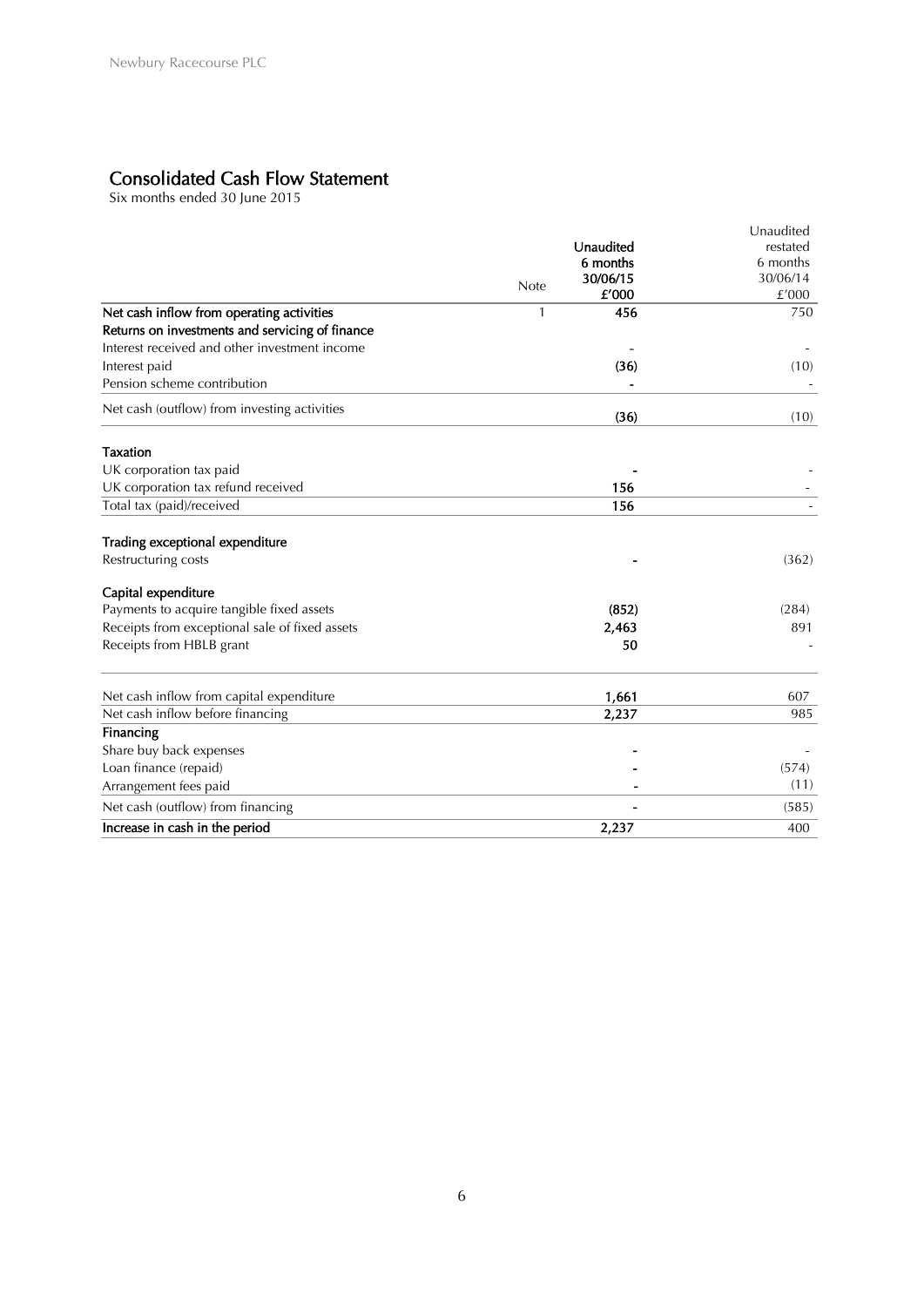## Consolidated Cash Flow Statement

Six months ended 30 June 2015

| | Note | Unaudited 6 months 30/06/15 £'000 | Unaudited restated 6 months 30/06/14 £'000 |
|---|---|---|---|
| **Net cash inflow from operating activities** | 1 | **456** | 750 |
| **Returns on investments and servicing of finance** | | | |
| Interest received and other investment income | | - | - |
| Interest paid | | **(36)** | (10) |
| Pension scheme contribution | | **-** | - |
| Net cash (outflow) from investing activities | | **(36)** | (10) |
| | | | |
| **Taxation** | | | |
| UK corporation tax paid | | **-** | - |
| UK corporation tax refund received | | **156** | - |
| Total tax (paid)/received | | **156** | - |
| | | | |
| **Trading exceptional expenditure** | | | |
| Restructuring costs | | **-** | (362) |
| | | | |
| **Capital expenditure** | | | |
| Payments to acquire tangible fixed assets | | **(852)** | (284) |
| Receipts from exceptional sale of fixed assets | | **2,463** | 891 |
| Receipts from HBLB grant | | **50** | - |
| | | | |
| Net cash inflow from capital expenditure | | **1,661** | 607 |
| Net cash inflow before financing | | **2,237** | 985 |
| **Financing** | | | |
| Share buy back expenses | | **-** | - |
| Loan finance (repaid) | | **-** | (574) |
| Arrangement fees paid | | **-** | (11) |
| Net cash (outflow) from financing | | **-** | (585) |
| **Increase in cash in the period** | | **2,237** | 400 |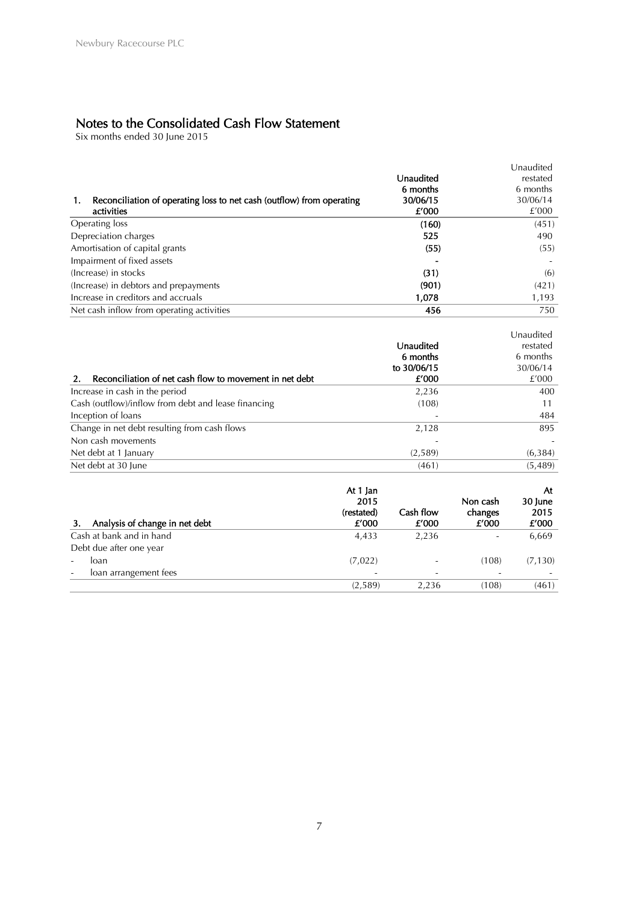# Notes to the Consolidated Cash Flow Statement

Six months ended 30 June 2015

| 1. Reconciliation of operating loss to net cash (outflow) from operating activities | Unaudited 6 months 30/06/15 £'000 | Unaudited restated 6 months 30/06/14 £'000 |
|---|---|---|
| Operating loss | **(160)** | (451) |
| Depreciation charges | **525** | 490 |
| Amortisation of capital grants | **(55)** | (55) |
| Impairment of fixed assets | **-** | - |
| (Increase) in stocks | **(31)** | (6) |
| (Increase) in debtors and prepayments | **(901)** | (421) |
| Increase in creditors and accruals | **1,078** | 1,193 |
| Net cash inflow from operating activities | **456** | 750 |

| 2. Reconciliation of net cash flow to movement in net debt | Unaudited 6 months to 30/06/15 £'000 | Unaudited restated 6 months 30/06/14 £'000 |
|---|---|---|
| Increase in cash in the period | 2,236 | 400 |
| Cash (outflow)/inflow from debt and lease financing | (108) | 11 |
| Inception of loans | - | 484 |
| Change in net debt resulting from cash flows | 2,128 | 895 |
| Non cash movements | - | - |
| Net debt at 1 January | (2,589) | (6,384) |
| Net debt at 30 June | (461) | (5,489) |

| 3. Analysis of change in net debt | At 1 Jan 2015 (restated) £'000 | Cash flow £'000 | Non cash changes £'000 | At 30 June 2015 £'000 |
|---|---|---|---|---|
| Cash at bank and in hand | 4,433 | 2,236 | - | 6,669 |
| Debt due after one year | | | | |
| - loan | (7,022) | - | (108) | (7,130) |
| - loan arrangement fees | - | - | - | - |
| | (2,589) | 2,236 | (108) | (461) |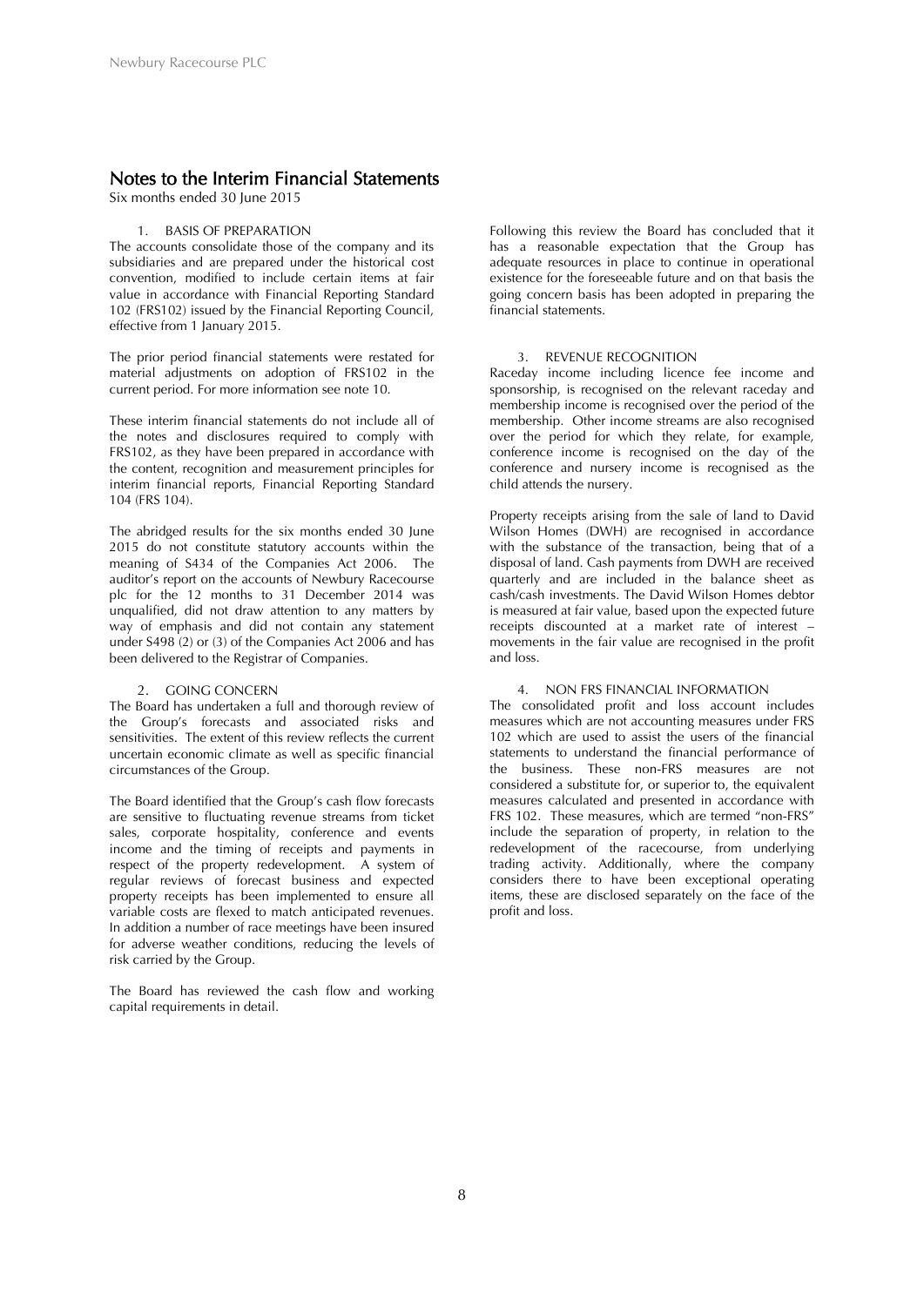## Notes to the Interim Financial Statements

Six months ended 30 June 2015

### 1. BASIS OF PREPARATION

The accounts consolidate those of the company and its subsidiaries and are prepared under the historical cost convention, modified to include certain items at fair value in accordance with Financial Reporting Standard 102 (FRS102) issued by the Financial Reporting Council, effective from 1 January 2015.

The prior period financial statements were restated for material adjustments on adoption of FRS102 in the current period. For more information see note 10.

These interim financial statements do not include all of the notes and disclosures required to comply with FRS102, as they have been prepared in accordance with the content, recognition and measurement principles for interim financial reports, Financial Reporting Standard 104 (FRS 104).

The abridged results for the six months ended 30 June 2015 do not constitute statutory accounts within the meaning of S434 of the Companies Act 2006. The auditor's report on the accounts of Newbury Racecourse plc for the 12 months to 31 December 2014 was unqualified, did not draw attention to any matters by way of emphasis and did not contain any statement under S498 (2) or (3) of the Companies Act 2006 and has been delivered to the Registrar of Companies.

### 2. GOING CONCERN

The Board has undertaken a full and thorough review of the Group's forecasts and associated risks and sensitivities. The extent of this review reflects the current uncertain economic climate as well as specific financial circumstances of the Group.

The Board identified that the Group's cash flow forecasts are sensitive to fluctuating revenue streams from ticket sales, corporate hospitality, conference and events income and the timing of receipts and payments in respect of the property redevelopment. A system of regular reviews of forecast business and expected property receipts has been implemented to ensure all variable costs are flexed to match anticipated revenues. In addition a number of race meetings have been insured for adverse weather conditions, reducing the levels of risk carried by the Group.

The Board has reviewed the cash flow and working capital requirements in detail.

Following this review the Board has concluded that it has a reasonable expectation that the Group has adequate resources in place to continue in operational existence for the foreseeable future and on that basis the going concern basis has been adopted in preparing the financial statements.

### 3. REVENUE RECOGNITION

Raceday income including licence fee income and sponsorship, is recognised on the relevant raceday and membership income is recognised over the period of the membership. Other income streams are also recognised over the period for which they relate, for example, conference income is recognised on the day of the conference and nursery income is recognised as the child attends the nursery.

Property receipts arising from the sale of land to David Wilson Homes (DWH) are recognised in accordance with the substance of the transaction, being that of a disposal of land. Cash payments from DWH are received quarterly and are included in the balance sheet as cash/cash investments. The David Wilson Homes debtor is measured at fair value, based upon the expected future receipts discounted at a market rate of interest – movements in the fair value are recognised in the profit and loss.

### 4. NON FRS FINANCIAL INFORMATION

The consolidated profit and loss account includes measures which are not accounting measures under FRS 102 which are used to assist the users of the financial statements to understand the financial performance of the business. These non-FRS measures are not considered a substitute for, or superior to, the equivalent measures calculated and presented in accordance with FRS 102. These measures, which are termed "non-FRS" include the separation of property, in relation to the redevelopment of the racecourse, from underlying trading activity. Additionally, where the company considers there to have been exceptional operating items, these are disclosed separately on the face of the profit and loss.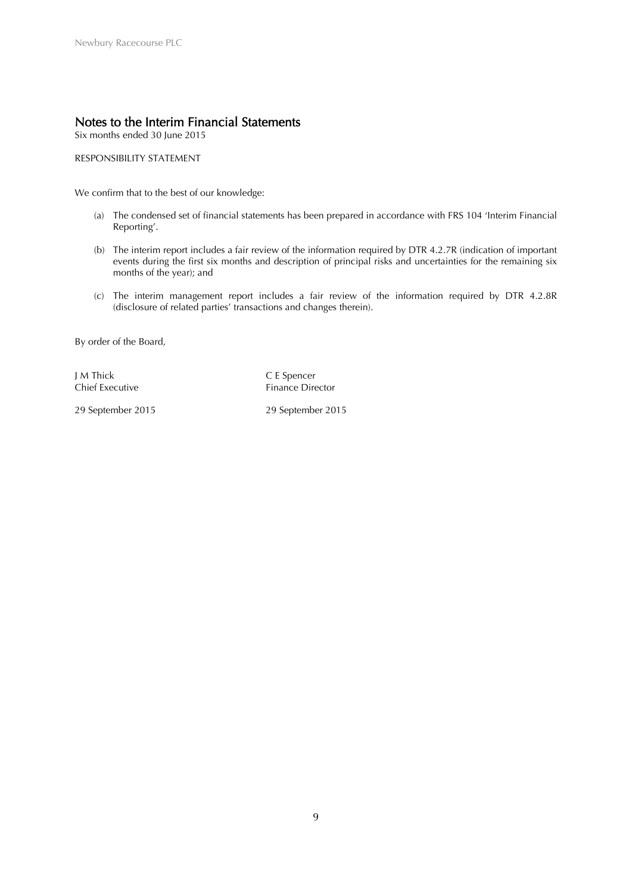## Notes to the Interim Financial Statements

Six months ended 30 June 2015

RESPONSIBILITY STATEMENT

We confirm that to the best of our knowledge:

(a) The condensed set of financial statements has been prepared in accordance with FRS 104 'Interim Financial Reporting'.

(b) The interim report includes a fair review of the information required by DTR 4.2.7R (indication of important events during the first six months and description of principal risks and uncertainties for the remaining six months of the year); and

(c) The interim management report includes a fair review of the information required by DTR 4.2.8R (disclosure of related parties' transactions and changes therein).

By order of the Board,

J M Thick
Chief Executive

29 September 2015

C E Spencer
Finance Director

29 September 2015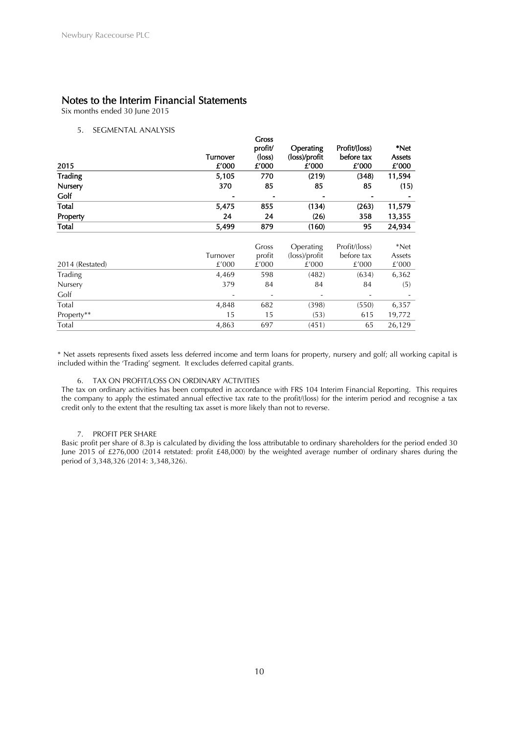## Notes to the Interim Financial Statements

Six months ended 30 June 2015

5. SEGMENTAL ANALYSIS

| 2015 | Turnover £'000 | Gross profit/ (loss) £'000 | Operating (loss)/profit £'000 | Profit/(loss) before tax £'000 | *Net Assets £'000 |
|---|---|---|---|---|---|
| **Trading** | **5,105** | **770** | **(219)** | **(348)** | **11,594** |
| **Nursery** | **370** | **85** | **85** | **85** | **(15)** |
| **Golf** | **-** | **-** | **-** | **-** | **-** |
| **Total** | **5,475** | **855** | **(134)** | **(263)** | **11,579** |
| **Property** | **24** | **24** | **(26)** | **358** | **13,355** |
| **Total** | **5,499** | **879** | **(160)** | **95** | **24,934** |

| 2014 (Restated) | Turnover £'000 | Gross profit £'000 | Operating (loss)/profit £'000 | Profit/(loss) before tax £'000 | *Net Assets £'000 |
|---|---|---|---|---|---|
| Trading | 4,469 | 598 | (482) | (634) | 6,362 |
| Nursery | 379 | 84 | 84 | 84 | (5) |
| Golf | - | - | - | - | - |
| Total | 4,848 | 682 | (398) | (550) | 6,357 |
| Property** | 15 | 15 | (53) | 615 | 19,772 |
| Total | 4,863 | 697 | (451) | 65 | 26,129 |

\* Net assets represents fixed assets less deferred income and term loans for property, nursery and golf; all working capital is included within the 'Trading' segment. It excludes deferred capital grants.

6. TAX ON PROFIT/LOSS ON ORDINARY ACTIVITIES

The tax on ordinary activities has been computed in accordance with FRS 104 Interim Financial Reporting. This requires the company to apply the estimated annual effective tax rate to the profit/(loss) for the interim period and recognise a tax credit only to the extent that the resulting tax asset is more likely than not to reverse.

7. PROFIT PER SHARE

Basic profit per share of 8.3p is calculated by dividing the loss attributable to ordinary shareholders for the period ended 30 June 2015 of £276,000 (2014 retstated: profit £48,000) by the weighted average number of ordinary shares during the period of 3,348,326 (2014: 3,348,326).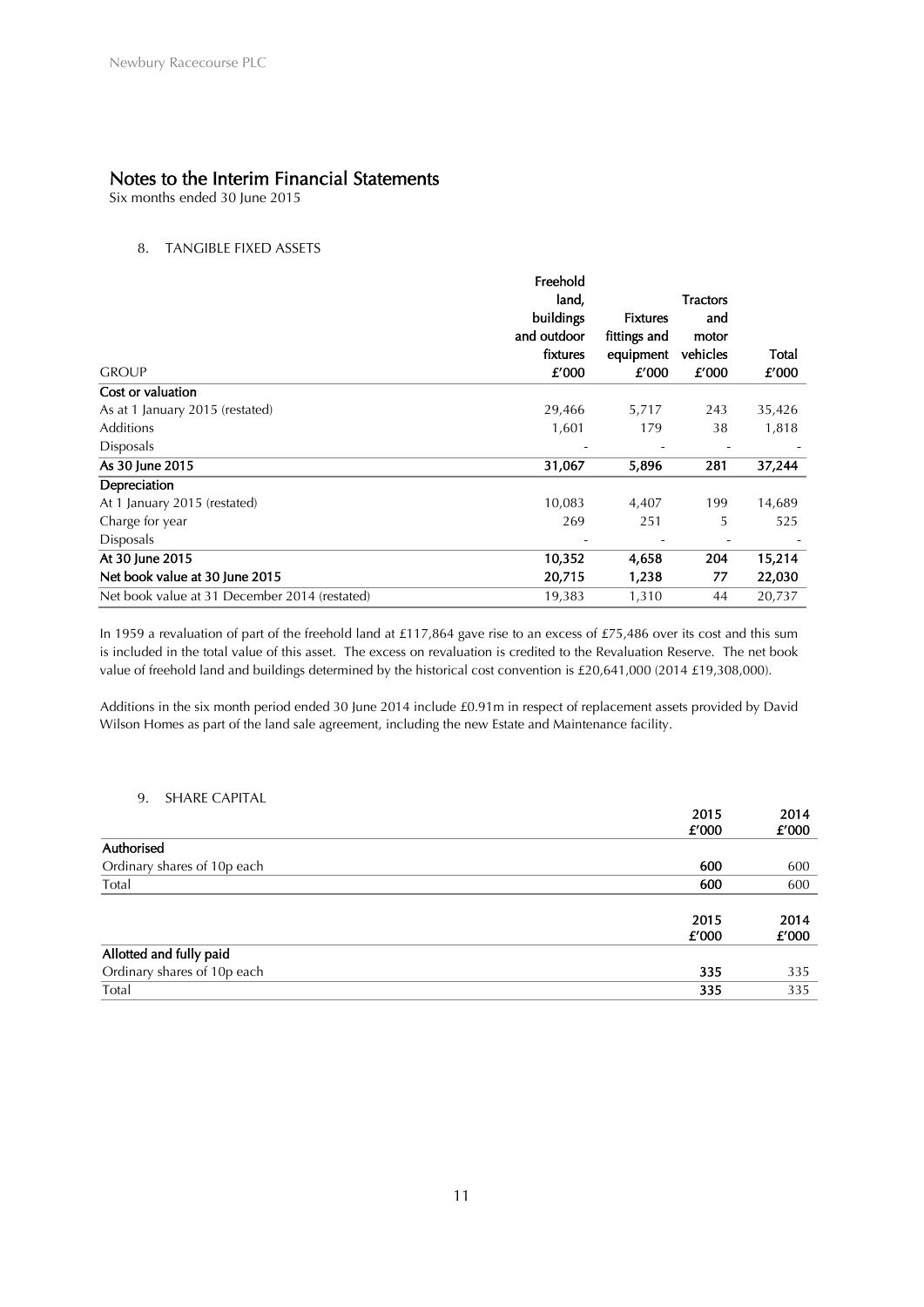# Notes to the Interim Financial Statements

Six months ended 30 June 2015

## 8. TANGIBLE FIXED ASSETS

| GROUP | Freehold land, buildings and outdoor fixtures £'000 | Fixtures fittings and equipment £'000 | Tractors and motor vehicles £'000 | Total £'000 |
|---|---|---|---|---|
| **Cost or valuation** | | | | |
| As at 1 January 2015 (restated) | 29,466 | 5,717 | 243 | 35,426 |
| Additions | 1,601 | 179 | 38 | 1,818 |
| Disposals | - | - | - | - |
| **As 30 June 2015** | **31,067** | **5,896** | **281** | **37,244** |
| **Depreciation** | | | | |
| At 1 January 2015 (restated) | 10,083 | 4,407 | 199 | 14,689 |
| Charge for year | 269 | 251 | 5 | 525 |
| Disposals | - | - | - | - |
| **At 30 June 2015** | **10,352** | **4,658** | **204** | **15,214** |
| **Net book value at 30 June 2015** | **20,715** | **1,238** | **77** | **22,030** |
| Net book value at 31 December 2014 (restated) | 19,383 | 1,310 | 44 | 20,737 |

In 1959 a revaluation of part of the freehold land at £117,864 gave rise to an excess of £75,486 over its cost and this sum is included in the total value of this asset. The excess on revaluation is credited to the Revaluation Reserve. The net book value of freehold land and buildings determined by the historical cost convention is £20,641,000 (2014 £19,308,000).

Additions in the six month period ended 30 June 2014 include £0.91m in respect of replacement assets provided by David Wilson Homes as part of the land sale agreement, including the new Estate and Maintenance facility.

## 9. SHARE CAPITAL

| | 2015 £'000 | 2014 £'000 |
|---|---|---|
| **Authorised** | | |
| Ordinary shares of 10p each | **600** | 600 |
| Total | **600** | 600 |

| | 2015 £'000 | 2014 £'000 |
|---|---|---|
| **Allotted and fully paid** | | |
| Ordinary shares of 10p each | **335** | 335 |
| Total | **335** | 335 |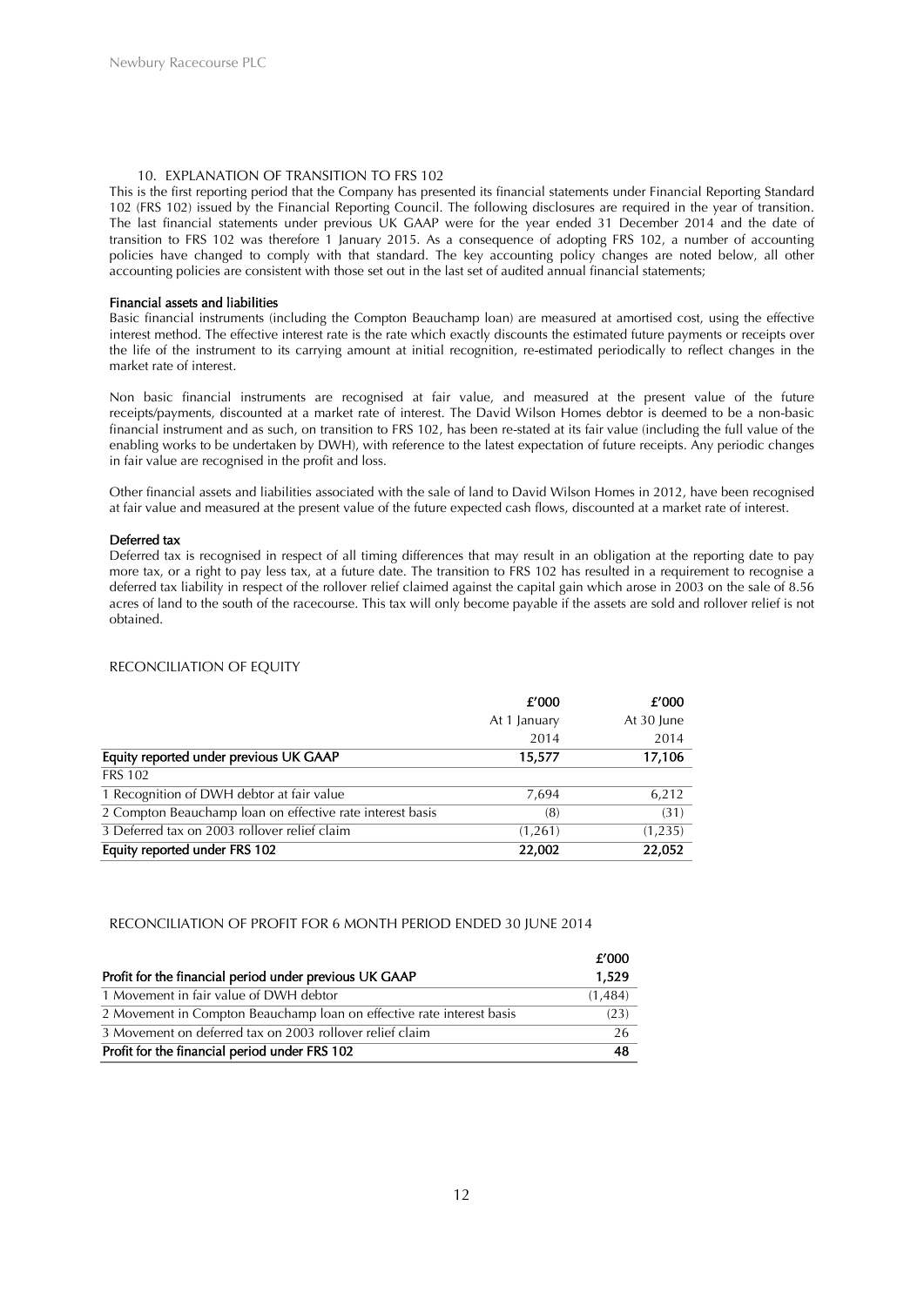## 10. EXPLANATION OF TRANSITION TO FRS 102

This is the first reporting period that the Company has presented its financial statements under Financial Reporting Standard 102 (FRS 102) issued by the Financial Reporting Council. The following disclosures are required in the year of transition. The last financial statements under previous UK GAAP were for the year ended 31 December 2014 and the date of transition to FRS 102 was therefore 1 January 2015. As a consequence of adopting FRS 102, a number of accounting policies have changed to comply with that standard. The key accounting policy changes are noted below, all other accounting policies are consistent with those set out in the last set of audited annual financial statements;

**Financial assets and liabilities**

Basic financial instruments (including the Compton Beauchamp loan) are measured at amortised cost, using the effective interest method. The effective interest rate is the rate which exactly discounts the estimated future payments or receipts over the life of the instrument to its carrying amount at initial recognition, re-estimated periodically to reflect changes in the market rate of interest.

Non basic financial instruments are recognised at fair value, and measured at the present value of the future receipts/payments, discounted at a market rate of interest. The David Wilson Homes debtor is deemed to be a non-basic financial instrument and as such, on transition to FRS 102, has been re-stated at its fair value (including the full value of the enabling works to be undertaken by DWH), with reference to the latest expectation of future receipts. Any periodic changes in fair value are recognised in the profit and loss.

Other financial assets and liabilities associated with the sale of land to David Wilson Homes in 2012, have been recognised at fair value and measured at the present value of the future expected cash flows, discounted at a market rate of interest.

**Deferred tax**

Deferred tax is recognised in respect of all timing differences that may result in an obligation at the reporting date to pay more tax, or a right to pay less tax, at a future date. The transition to FRS 102 has resulted in a requirement to recognise a deferred tax liability in respect of the rollover relief claimed against the capital gain which arose in 2003 on the sale of 8.56 acres of land to the south of the racecourse. This tax will only become payable if the assets are sold and rollover relief is not obtained.

### RECONCILIATION OF EQUITY

| | £'000 | £'000 |
|---|---|---|
| | At 1 January 2014 | At 30 June 2014 |
| **Equity reported under previous UK GAAP** | **15,577** | **17,106** |
| FRS 102 | | |
| 1 Recognition of DWH debtor at fair value | 7,694 | 6,212 |
| 2 Compton Beauchamp loan on effective rate interest basis | (8) | (31) |
| 3 Deferred tax on 2003 rollover relief claim | (1,261) | (1,235) |
| **Equity reported under FRS 102** | **22,002** | **22,052** |

### RECONCILIATION OF PROFIT FOR 6 MONTH PERIOD ENDED 30 JUNE 2014

| | £'000 |
|---|---|
| **Profit for the financial period under previous UK GAAP** | **1,529** |
| 1 Movement in fair value of DWH debtor | (1,484) |
| 2 Movement in Compton Beauchamp loan on effective rate interest basis | (23) |
| 3 Movement on deferred tax on 2003 rollover relief claim | 26 |
| **Profit for the financial period under FRS 102** | **48** |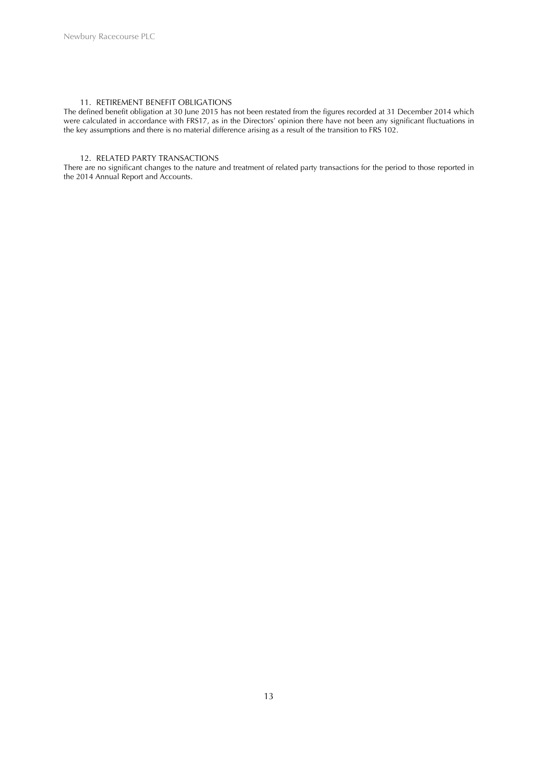## 11. RETIREMENT BENEFIT OBLIGATIONS

The defined benefit obligation at 30 June 2015 has not been restated from the figures recorded at 31 December 2014 which were calculated in accordance with FRS17, as in the Directors' opinion there have not been any significant fluctuations in the key assumptions and there is no material difference arising as a result of the transition to FRS 102.

## 12. RELATED PARTY TRANSACTIONS

There are no significant changes to the nature and treatment of related party transactions for the period to those reported in the 2014 Annual Report and Accounts.